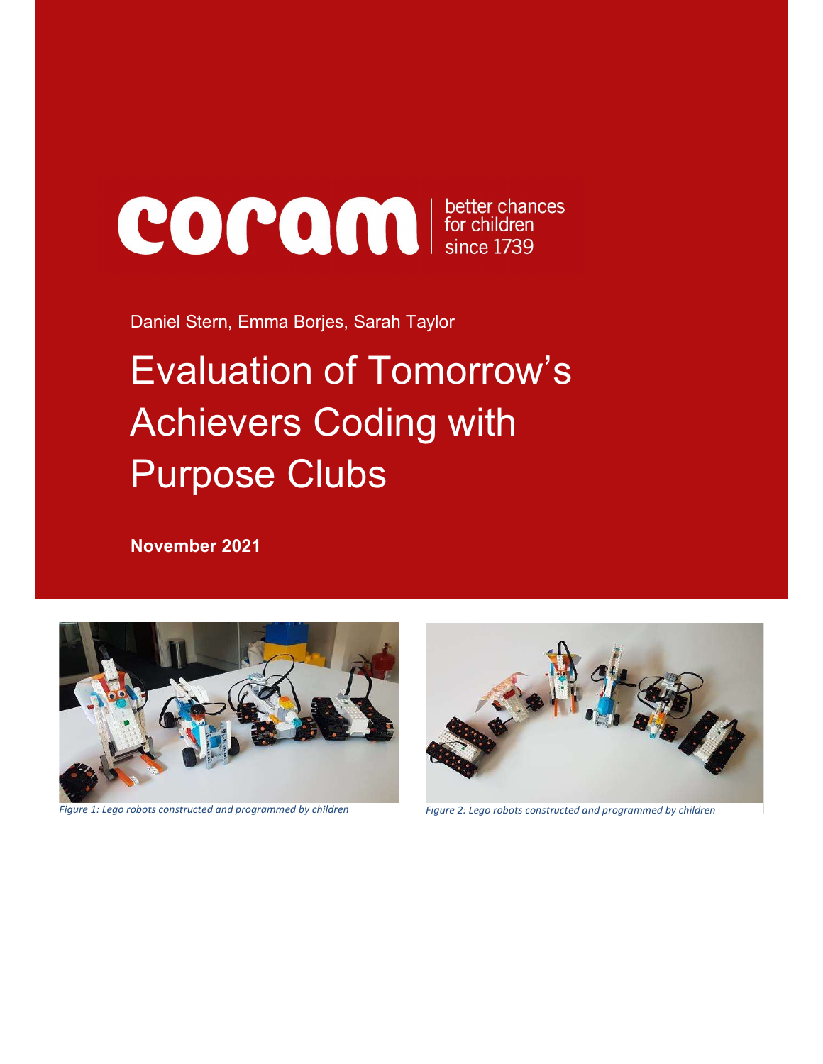coram | better chances for children since 1739

Daniel Stern, Emma Borjes, Sarah Taylor

# Evaluation of Tomorrow's Achievers Coding with Purpose Clubs

**November 2021**

*Figure 1: Lego robots constructed and programmed by children*

*Figure 2: Lego robots constructed and programmed by children*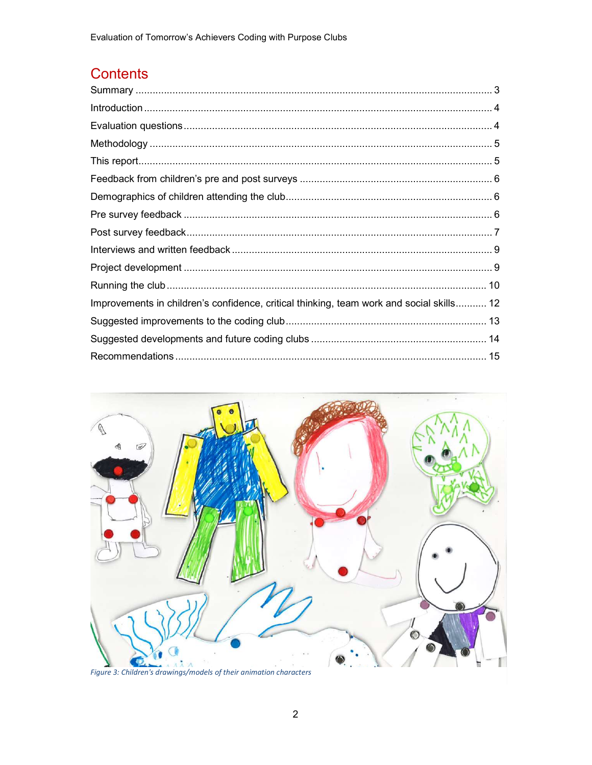# Contents

Summary ............................................................................................................................ 3
Introduction ........................................................................................................................ 4
Evaluation questions ........................................................................................................... 4
Methodology ...................................................................................................................... 5
This report .......................................................................................................................... 5
Feedback from children's pre and post surveys .................................................................. 6
Demographics of children attending the club ...................................................................... 6
Pre survey feedback ........................................................................................................... 6
Post survey feedback .......................................................................................................... 7
Interviews and written feedback .......................................................................................... 9
Project development ........................................................................................................... 9
Running the club ............................................................................................................... 10
Improvements in children's confidence, critical thinking, team work and social skills ........... 12
Suggested improvements to the coding club ..................................................................... 13
Suggested developments and future coding clubs ............................................................. 14
Recommendations ............................................................................................................ 15

*Figure 3: Children's drawings/models of their animation characters*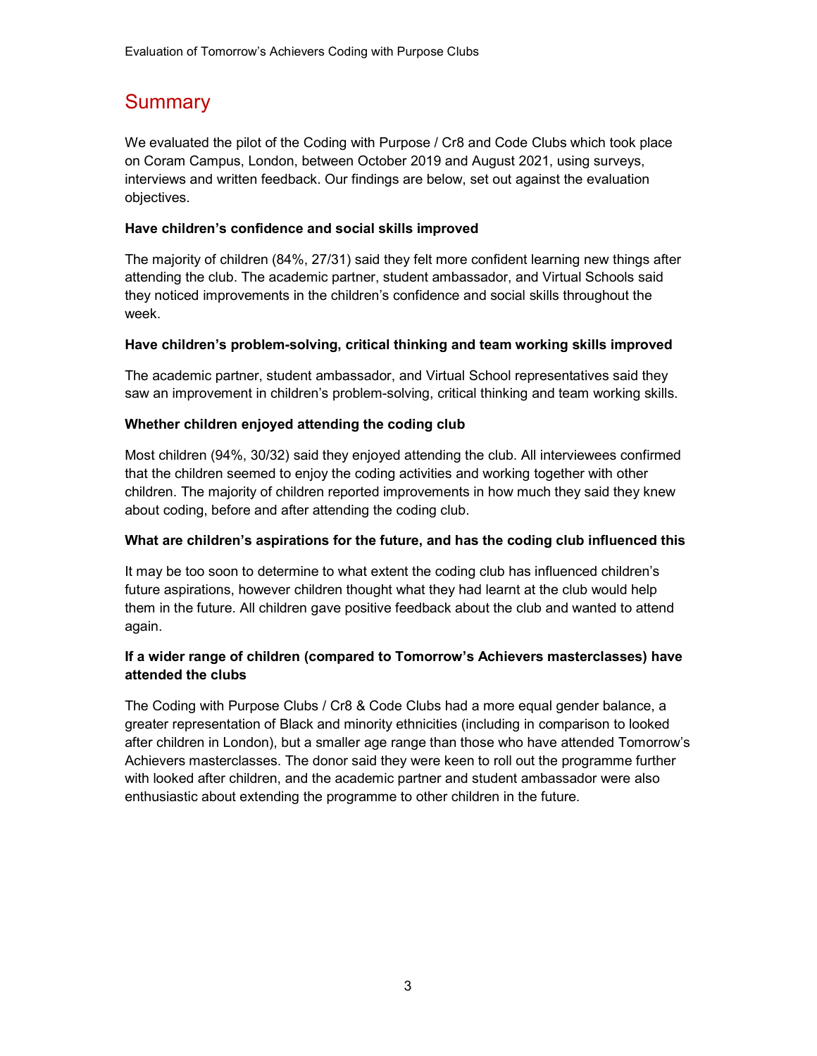# Summary

We evaluated the pilot of the Coding with Purpose / Cr8 and Code Clubs which took place on Coram Campus, London, between October 2019 and August 2021, using surveys, interviews and written feedback. Our findings are below, set out against the evaluation objectives.

**Have children's confidence and social skills improved**

The majority of children (84%, 27/31) said they felt more confident learning new things after attending the club. The academic partner, student ambassador, and Virtual Schools said they noticed improvements in the children's confidence and social skills throughout the week.

**Have children's problem-solving, critical thinking and team working skills improved**

The academic partner, student ambassador, and Virtual School representatives said they saw an improvement in children's problem-solving, critical thinking and team working skills.

**Whether children enjoyed attending the coding club**

Most children (94%, 30/32) said they enjoyed attending the club. All interviewees confirmed that the children seemed to enjoy the coding activities and working together with other children. The majority of children reported improvements in how much they said they knew about coding, before and after attending the coding club.

**What are children's aspirations for the future, and has the coding club influenced this**

It may be too soon to determine to what extent the coding club has influenced children's future aspirations, however children thought what they had learnt at the club would help them in the future. All children gave positive feedback about the club and wanted to attend again.

**If a wider range of children (compared to Tomorrow's Achievers masterclasses) have attended the clubs**

The Coding with Purpose Clubs / Cr8 & Code Clubs had a more equal gender balance, a greater representation of Black and minority ethnicities (including in comparison to looked after children in London), but a smaller age range than those who have attended Tomorrow's Achievers masterclasses. The donor said they were keen to roll out the programme further with looked after children, and the academic partner and student ambassador were also enthusiastic about extending the programme to other children in the future.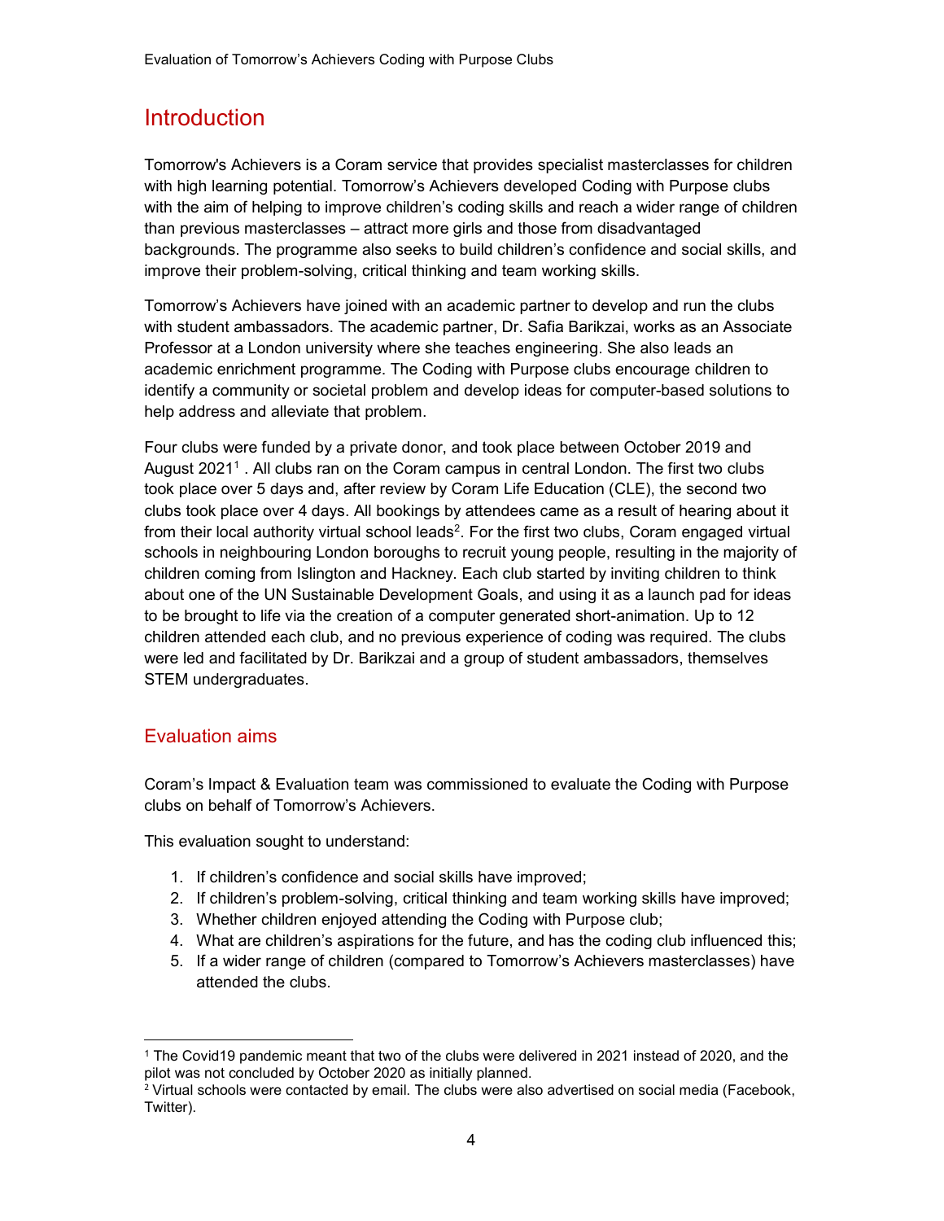# Introduction

Tomorrow's Achievers is a Coram service that provides specialist masterclasses for children with high learning potential. Tomorrow's Achievers developed Coding with Purpose clubs with the aim of helping to improve children's coding skills and reach a wider range of children than previous masterclasses – attract more girls and those from disadvantaged backgrounds. The programme also seeks to build children's confidence and social skills, and improve their problem-solving, critical thinking and team working skills.

Tomorrow's Achievers have joined with an academic partner to develop and run the clubs with student ambassadors. The academic partner, Dr. Safia Barikzai, works as an Associate Professor at a London university where she teaches engineering. She also leads an academic enrichment programme. The Coding with Purpose clubs encourage children to identify a community or societal problem and develop ideas for computer-based solutions to help address and alleviate that problem.

Four clubs were funded by a private donor, and took place between October 2019 and August 2021[1] . All clubs ran on the Coram campus in central London. The first two clubs took place over 5 days and, after review by Coram Life Education (CLE), the second two clubs took place over 4 days. All bookings by attendees came as a result of hearing about it from their local authority virtual school leads[2]. For the first two clubs, Coram engaged virtual schools in neighbouring London boroughs to recruit young people, resulting in the majority of children coming from Islington and Hackney. Each club started by inviting children to think about one of the UN Sustainable Development Goals, and using it as a launch pad for ideas to be brought to life via the creation of a computer generated short-animation. Up to 12 children attended each club, and no previous experience of coding was required. The clubs were led and facilitated by Dr. Barikzai and a group of student ambassadors, themselves STEM undergraduates.

## Evaluation aims

Coram's Impact & Evaluation team was commissioned to evaluate the Coding with Purpose clubs on behalf of Tomorrow's Achievers.

This evaluation sought to understand:

1. If children's confidence and social skills have improved;
2. If children's problem-solving, critical thinking and team working skills have improved;
3. Whether children enjoyed attending the Coding with Purpose club;
4. What are children's aspirations for the future, and has the coding club influenced this;
5. If a wider range of children (compared to Tomorrow's Achievers masterclasses) have attended the clubs.

[1] The Covid19 pandemic meant that two of the clubs were delivered in 2021 instead of 2020, and the pilot was not concluded by October 2020 as initially planned.

[2] Virtual schools were contacted by email. The clubs were also advertised on social media (Facebook, Twitter).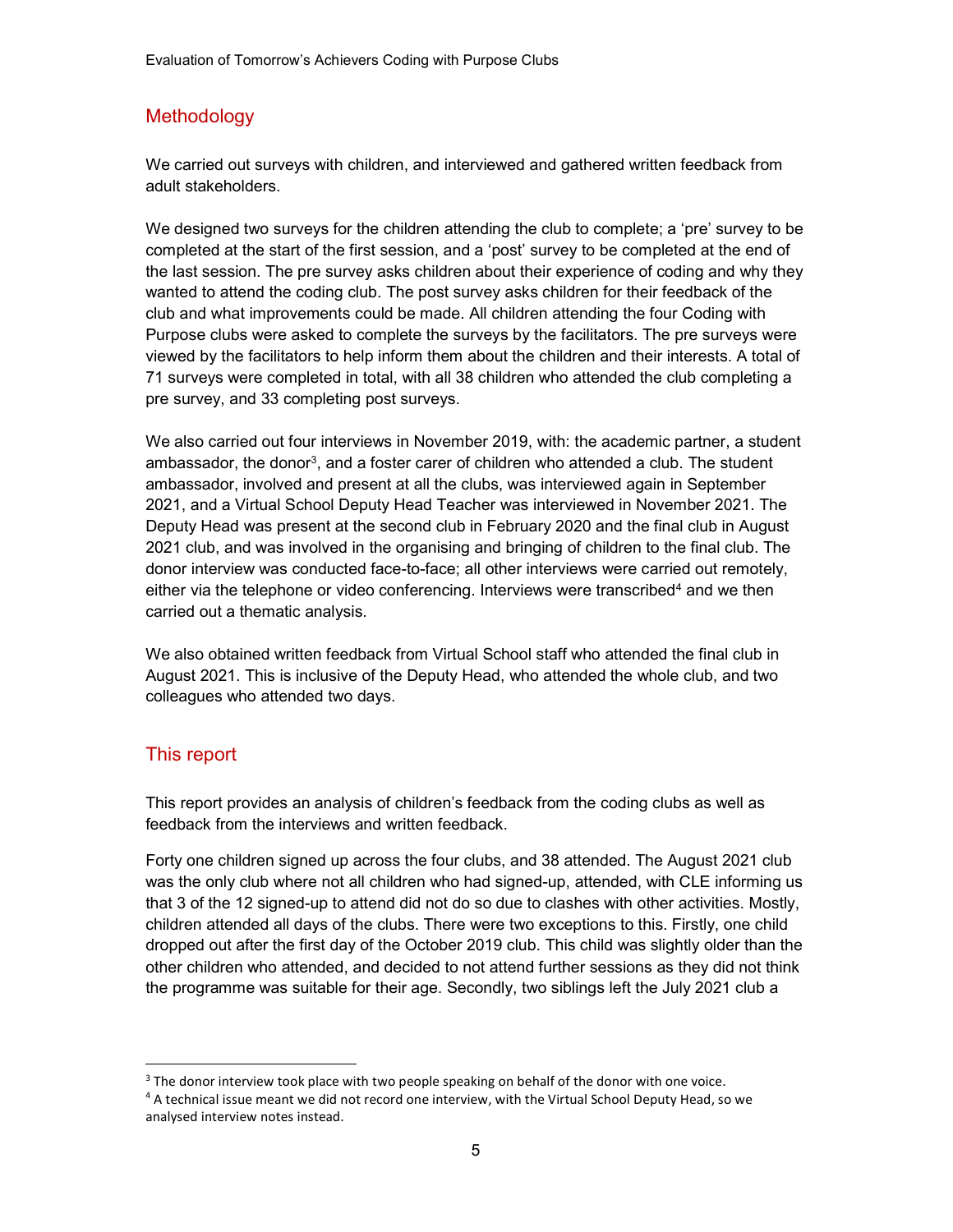## Methodology

We carried out surveys with children, and interviewed and gathered written feedback from adult stakeholders.

We designed two surveys for the children attending the club to complete; a 'pre' survey to be completed at the start of the first session, and a 'post' survey to be completed at the end of the last session. The pre survey asks children about their experience of coding and why they wanted to attend the coding club. The post survey asks children for their feedback of the club and what improvements could be made. All children attending the four Coding with Purpose clubs were asked to complete the surveys by the facilitators. The pre surveys were viewed by the facilitators to help inform them about the children and their interests. A total of 71 surveys were completed in total, with all 38 children who attended the club completing a pre survey, and 33 completing post surveys.

We also carried out four interviews in November 2019, with: the academic partner, a student ambassador, the donor[3], and a foster carer of children who attended a club. The student ambassador, involved and present at all the clubs, was interviewed again in September 2021, and a Virtual School Deputy Head Teacher was interviewed in November 2021. The Deputy Head was present at the second club in February 2020 and the final club in August 2021 club, and was involved in the organising and bringing of children to the final club. The donor interview was conducted face-to-face; all other interviews were carried out remotely, either via the telephone or video conferencing. Interviews were transcribed[4] and we then carried out a thematic analysis.

We also obtained written feedback from Virtual School staff who attended the final club in August 2021. This is inclusive of the Deputy Head, who attended the whole club, and two colleagues who attended two days.

## This report

This report provides an analysis of children's feedback from the coding clubs as well as feedback from the interviews and written feedback.

Forty one children signed up across the four clubs, and 38 attended. The August 2021 club was the only club where not all children who had signed-up, attended, with CLE informing us that 3 of the 12 signed-up to attend did not do so due to clashes with other activities. Mostly, children attended all days of the clubs. There were two exceptions to this. Firstly, one child dropped out after the first day of the October 2019 club. This child was slightly older than the other children who attended, and decided to not attend further sessions as they did not think the programme was suitable for their age. Secondly, two siblings left the July 2021 club a

---

[3] The donor interview took place with two people speaking on behalf of the donor with one voice.

[4] A technical issue meant we did not record one interview, with the Virtual School Deputy Head, so we analysed interview notes instead.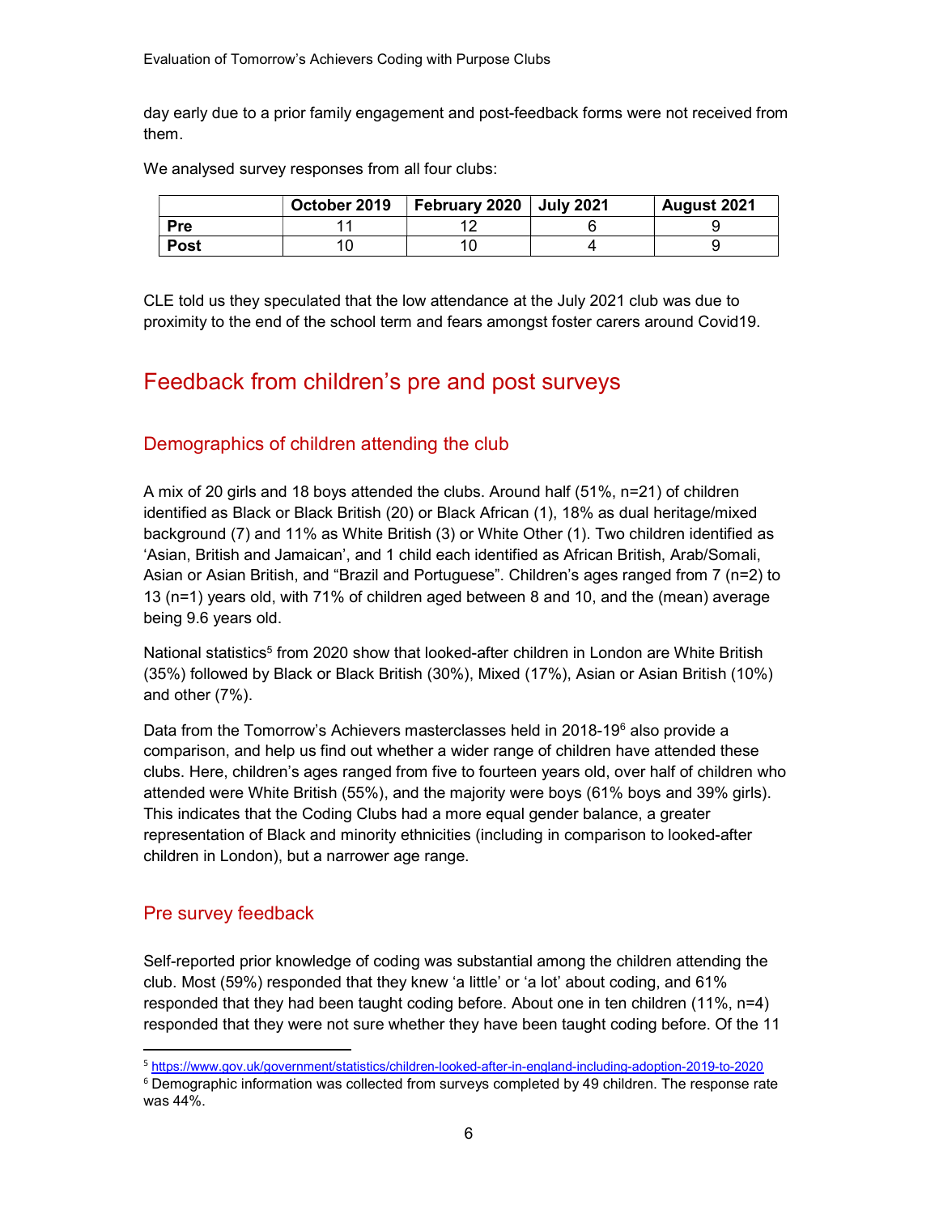day early due to a prior family engagement and post-feedback forms were not received from them.

We analysed survey responses from all four clubs:

| | October 2019 | February 2020 | July 2021 | August 2021 |
|---|---|---|---|---|
| **Pre** | 11 | 12 | 6 | 9 |
| **Post** | 10 | 10 | 4 | 9 |

CLE told us they speculated that the low attendance at the July 2021 club was due to proximity to the end of the school term and fears amongst foster carers around Covid19.

# Feedback from children's pre and post surveys

## Demographics of children attending the club

A mix of 20 girls and 18 boys attended the clubs. Around half (51%, n=21) of children identified as Black or Black British (20) or Black African (1), 18% as dual heritage/mixed background (7) and 11% as White British (3) or White Other (1). Two children identified as 'Asian, British and Jamaican', and 1 child each identified as African British, Arab/Somali, Asian or Asian British, and "Brazil and Portuguese". Children's ages ranged from 7 (n=2) to 13 (n=1) years old, with 71% of children aged between 8 and 10, and the (mean) average being 9.6 years old.

National statistics[5] from 2020 show that looked-after children in London are White British (35%) followed by Black or Black British (30%), Mixed (17%), Asian or Asian British (10%) and other (7%).

Data from the Tomorrow's Achievers masterclasses held in 2018-19[6] also provide a comparison, and help us find out whether a wider range of children have attended these clubs. Here, children's ages ranged from five to fourteen years old, over half of children who attended were White British (55%), and the majority were boys (61% boys and 39% girls). This indicates that the Coding Clubs had a more equal gender balance, a greater representation of Black and minority ethnicities (including in comparison to looked-after children in London), but a narrower age range.

## Pre survey feedback

Self-reported prior knowledge of coding was substantial among the children attending the club. Most (59%) responded that they knew 'a little' or 'a lot' about coding, and 61% responded that they had been taught coding before. About one in ten children (11%, n=4) responded that they were not sure whether they have been taught coding before. Of the 11

---

[5] https://www.gov.uk/government/statistics/children-looked-after-in-england-including-adoption-2019-to-2020

[6] Demographic information was collected from surveys completed by 49 children. The response rate was 44%.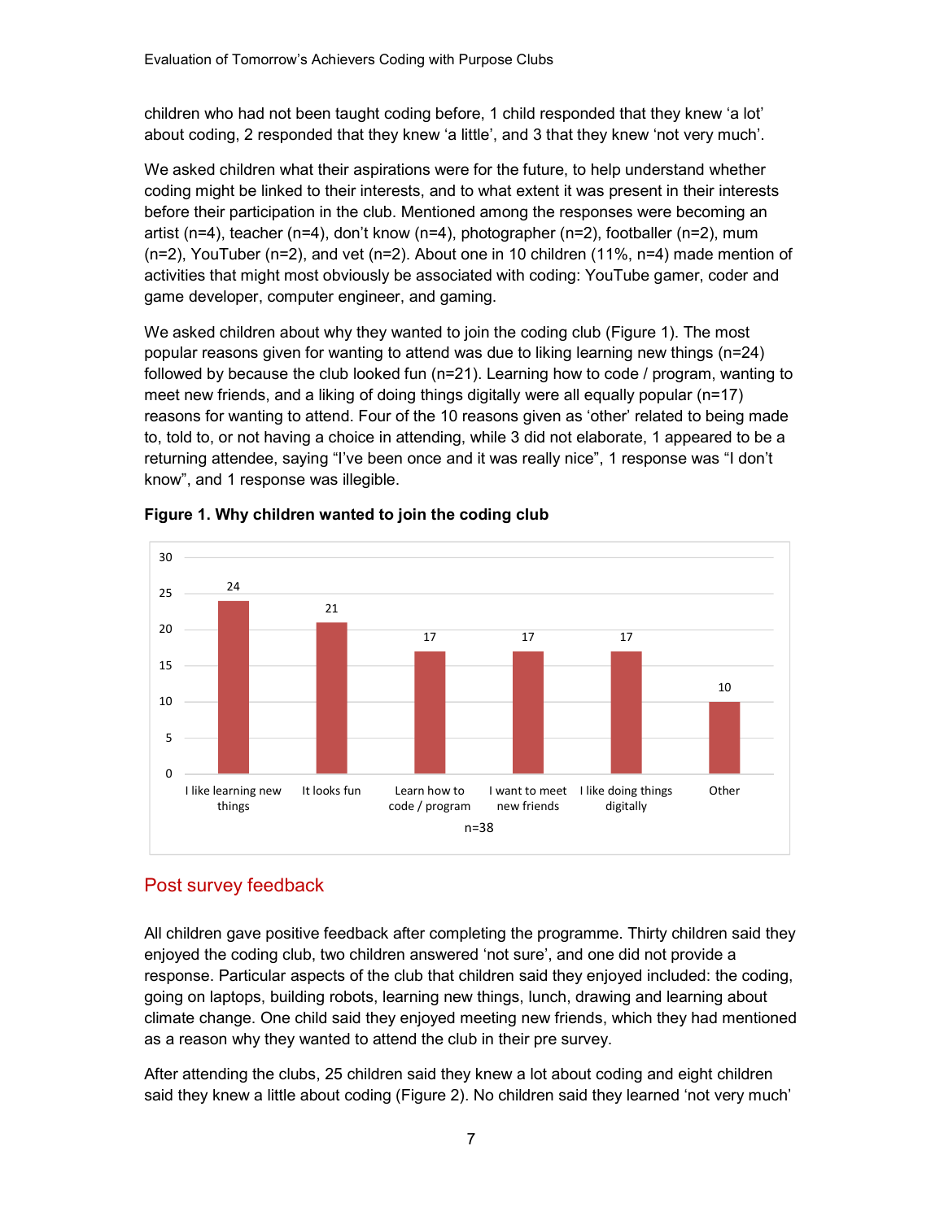children who had not been taught coding before, 1 child responded that they knew 'a lot' about coding, 2 responded that they knew 'a little', and 3 that they knew 'not very much'.

We asked children what their aspirations were for the future, to help understand whether coding might be linked to their interests, and to what extent it was present in their interests before their participation in the club. Mentioned among the responses were becoming an artist (n=4), teacher (n=4), don't know (n=4), photographer (n=2), footballer (n=2), mum (n=2), YouTuber (n=2), and vet (n=2). About one in 10 children (11%, n=4) made mention of activities that might most obviously be associated with coding: YouTube gamer, coder and game developer, computer engineer, and gaming.

We asked children about why they wanted to join the coding club (Figure 1). The most popular reasons given for wanting to attend was due to liking learning new things (n=24) followed by because the club looked fun (n=21). Learning how to code / program, wanting to meet new friends, and a liking of doing things digitally were all equally popular (n=17) reasons for wanting to attend. Four of the 10 reasons given as 'other' related to being made to, told to, or not having a choice in attending, while 3 did not elaborate, 1 appeared to be a returning attendee, saying "I've been once and it was really nice", 1 response was "I don't know", and 1 response was illegible.

**Figure 1. Why children wanted to join the coding club**

30
25
20
15
10
5
0

24
21
17
17
17
10

I like learning new things
It looks fun
Learn how to code / program
I want to meet new friends
I like doing things digitally
Other

n=38

## Post survey feedback

All children gave positive feedback after completing the programme. Thirty children said they enjoyed the coding club, two children answered 'not sure', and one did not provide a response. Particular aspects of the club that children said they enjoyed included: the coding, going on laptops, building robots, learning new things, lunch, drawing and learning about climate change. One child said they enjoyed meeting new friends, which they had mentioned as a reason why they wanted to attend the club in their pre survey.

After attending the clubs, 25 children said they knew a lot about coding and eight children said they knew a little about coding (Figure 2). No children said they learned 'not very much'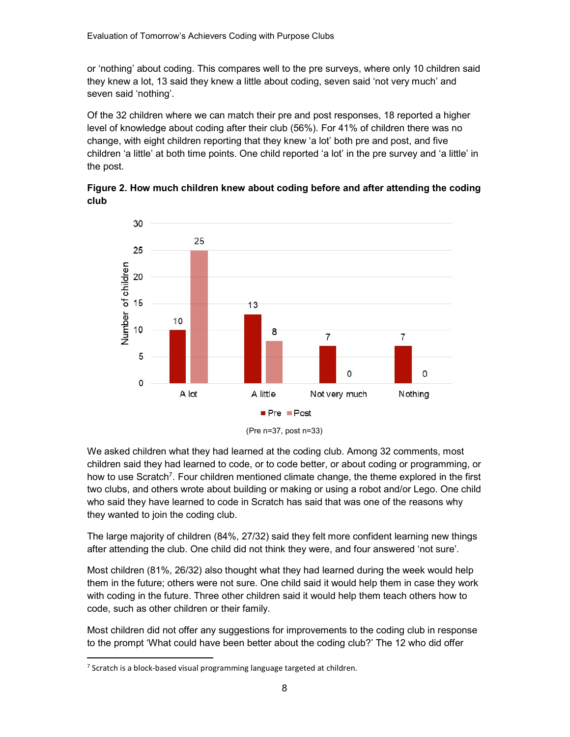or 'nothing' about coding. This compares well to the pre surveys, where only 10 children said they knew a lot, 13 said they knew a little about coding, seven said 'not very much' and seven said 'nothing'.

Of the 32 children where we can match their pre and post responses, 18 reported a higher level of knowledge about coding after their club (56%). For 41% of children there was no change, with eight children reporting that they knew 'a lot' both pre and post, and five children 'a little' at both time points. One child reported 'a lot' in the pre survey and 'a little' in the post.

**Figure 2. How much children knew about coding before and after attending the coding club**

30
25
20
15
10
5
0
Number of children
10
25
13
8
7
0
7
0
A lot
A little
Not very much
Nothing
Pre
Post

(Pre n=37, post n=33)

We asked children what they had learned at the coding club. Among 32 comments, most children said they had learned to code, or to code better, or about coding or programming, or how to use Scratch[7]. Four children mentioned climate change, the theme explored in the first two clubs, and others wrote about building or making or using a robot and/or Lego. One child who said they have learned to code in Scratch has said that was one of the reasons why they wanted to join the coding club.

The large majority of children (84%, 27/32) said they felt more confident learning new things after attending the club. One child did not think they were, and four answered 'not sure'.

Most children (81%, 26/32) also thought what they had learned during the week would help them in the future; others were not sure. One child said it would help them in case they work with coding in the future. Three other children said it would help them teach others how to code, such as other children or their family.

Most children did not offer any suggestions for improvements to the coding club in response to the prompt 'What could have been better about the coding club?' The 12 who did offer

[7] Scratch is a block-based visual programming language targeted at children.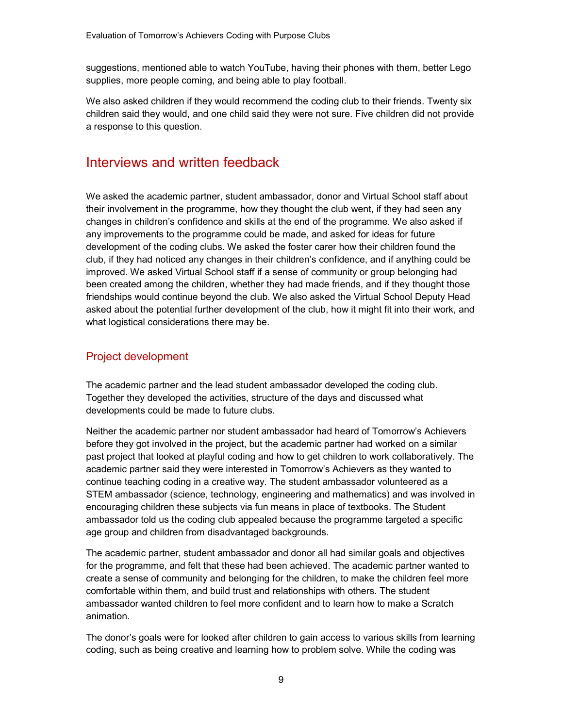suggestions, mentioned able to watch YouTube, having their phones with them, better Lego supplies, more people coming, and being able to play football.

We also asked children if they would recommend the coding club to their friends. Twenty six children said they would, and one child said they were not sure. Five children did not provide a response to this question.

## Interviews and written feedback

We asked the academic partner, student ambassador, donor and Virtual School staff about their involvement in the programme, how they thought the club went, if they had seen any changes in children's confidence and skills at the end of the programme. We also asked if any improvements to the programme could be made, and asked for ideas for future development of the coding clubs. We asked the foster carer how their children found the club, if they had noticed any changes in their children's confidence, and if anything could be improved. We asked Virtual School staff if a sense of community or group belonging had been created among the children, whether they had made friends, and if they thought those friendships would continue beyond the club. We also asked the Virtual School Deputy Head asked about the potential further development of the club, how it might fit into their work, and what logistical considerations there may be.

### Project development

The academic partner and the lead student ambassador developed the coding club. Together they developed the activities, structure of the days and discussed what developments could be made to future clubs.

Neither the academic partner nor student ambassador had heard of Tomorrow's Achievers before they got involved in the project, but the academic partner had worked on a similar past project that looked at playful coding and how to get children to work collaboratively. The academic partner said they were interested in Tomorrow's Achievers as they wanted to continue teaching coding in a creative way. The student ambassador volunteered as a STEM ambassador (science, technology, engineering and mathematics) and was involved in encouraging children these subjects via fun means in place of textbooks. The Student ambassador told us the coding club appealed because the programme targeted a specific age group and children from disadvantaged backgrounds.

The academic partner, student ambassador and donor all had similar goals and objectives for the programme, and felt that these had been achieved. The academic partner wanted to create a sense of community and belonging for the children, to make the children feel more comfortable within them, and build trust and relationships with others. The student ambassador wanted children to feel more confident and to learn how to make a Scratch animation.

The donor's goals were for looked after children to gain access to various skills from learning coding, such as being creative and learning how to problem solve. While the coding was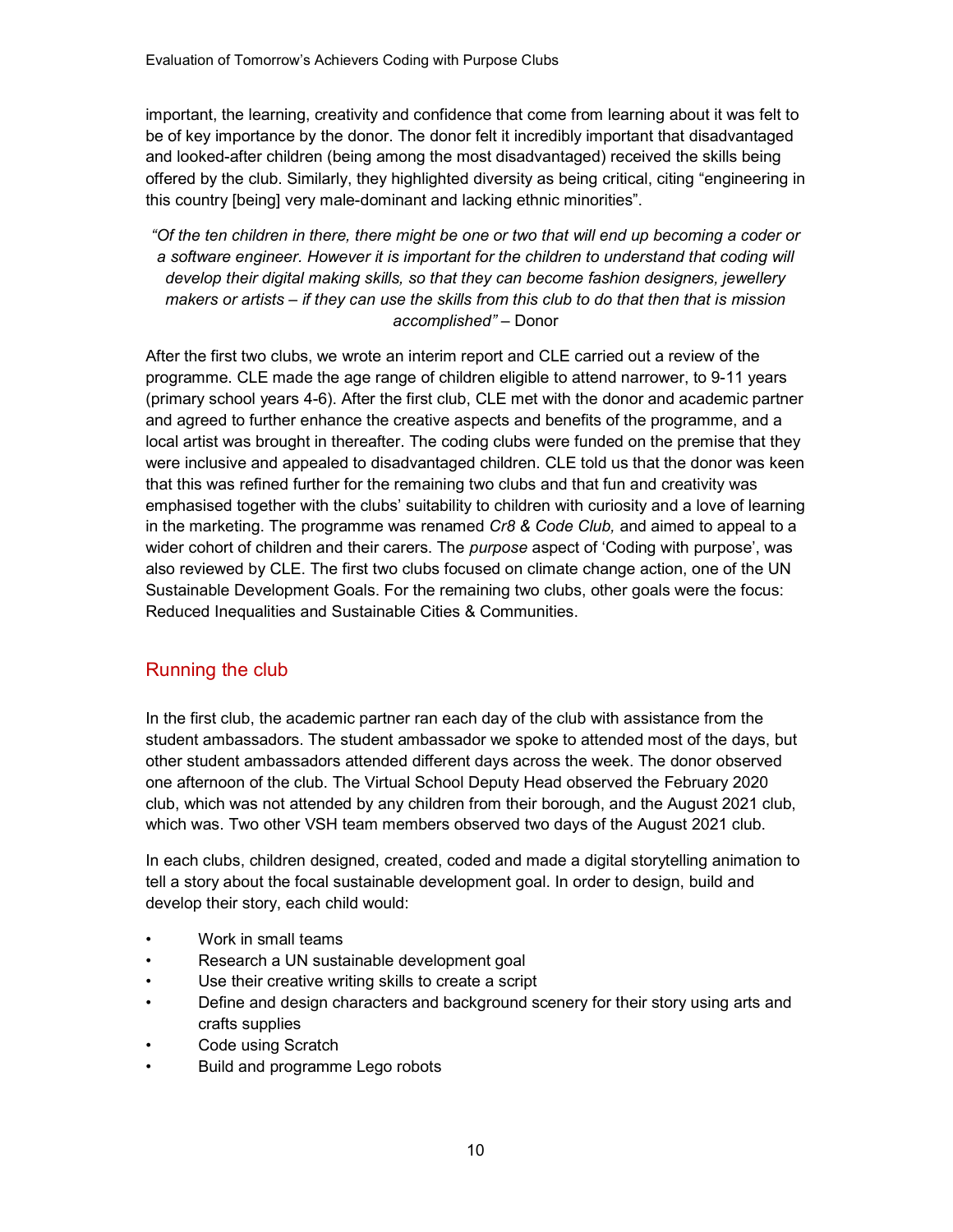important, the learning, creativity and confidence that come from learning about it was felt to be of key importance by the donor. The donor felt it incredibly important that disadvantaged and looked-after children (being among the most disadvantaged) received the skills being offered by the club. Similarly, they highlighted diversity as being critical, citing "engineering in this country [being] very male-dominant and lacking ethnic minorities".

> *"Of the ten children in there, there might be one or two that will end up becoming a coder or a software engineer. However it is important for the children to understand that coding will develop their digital making skills, so that they can become fashion designers, jewellery makers or artists – if they can use the skills from this club to do that then that is mission accomplished"* – Donor

After the first two clubs, we wrote an interim report and CLE carried out a review of the programme. CLE made the age range of children eligible to attend narrower, to 9-11 years (primary school years 4-6). After the first club, CLE met with the donor and academic partner and agreed to further enhance the creative aspects and benefits of the programme, and a local artist was brought in thereafter. The coding clubs were funded on the premise that they were inclusive and appealed to disadvantaged children. CLE told us that the donor was keen that this was refined further for the remaining two clubs and that fun and creativity was emphasised together with the clubs' suitability to children with curiosity and a love of learning in the marketing. The programme was renamed *Cr8 & Code Club,* and aimed to appeal to a wider cohort of children and their carers. The *purpose* aspect of 'Coding with purpose', was also reviewed by CLE. The first two clubs focused on climate change action, one of the UN Sustainable Development Goals. For the remaining two clubs, other goals were the focus: Reduced Inequalities and Sustainable Cities & Communities.

## Running the club

In the first club, the academic partner ran each day of the club with assistance from the student ambassadors. The student ambassador we spoke to attended most of the days, but other student ambassadors attended different days across the week. The donor observed one afternoon of the club. The Virtual School Deputy Head observed the February 2020 club, which was not attended by any children from their borough, and the August 2021 club, which was. Two other VSH team members observed two days of the August 2021 club.

In each clubs, children designed, created, coded and made a digital storytelling animation to tell a story about the focal sustainable development goal. In order to design, build and develop their story, each child would:

- Work in small teams
- Research a UN sustainable development goal
- Use their creative writing skills to create a script
- Define and design characters and background scenery for their story using arts and crafts supplies
- Code using Scratch
- Build and programme Lego robots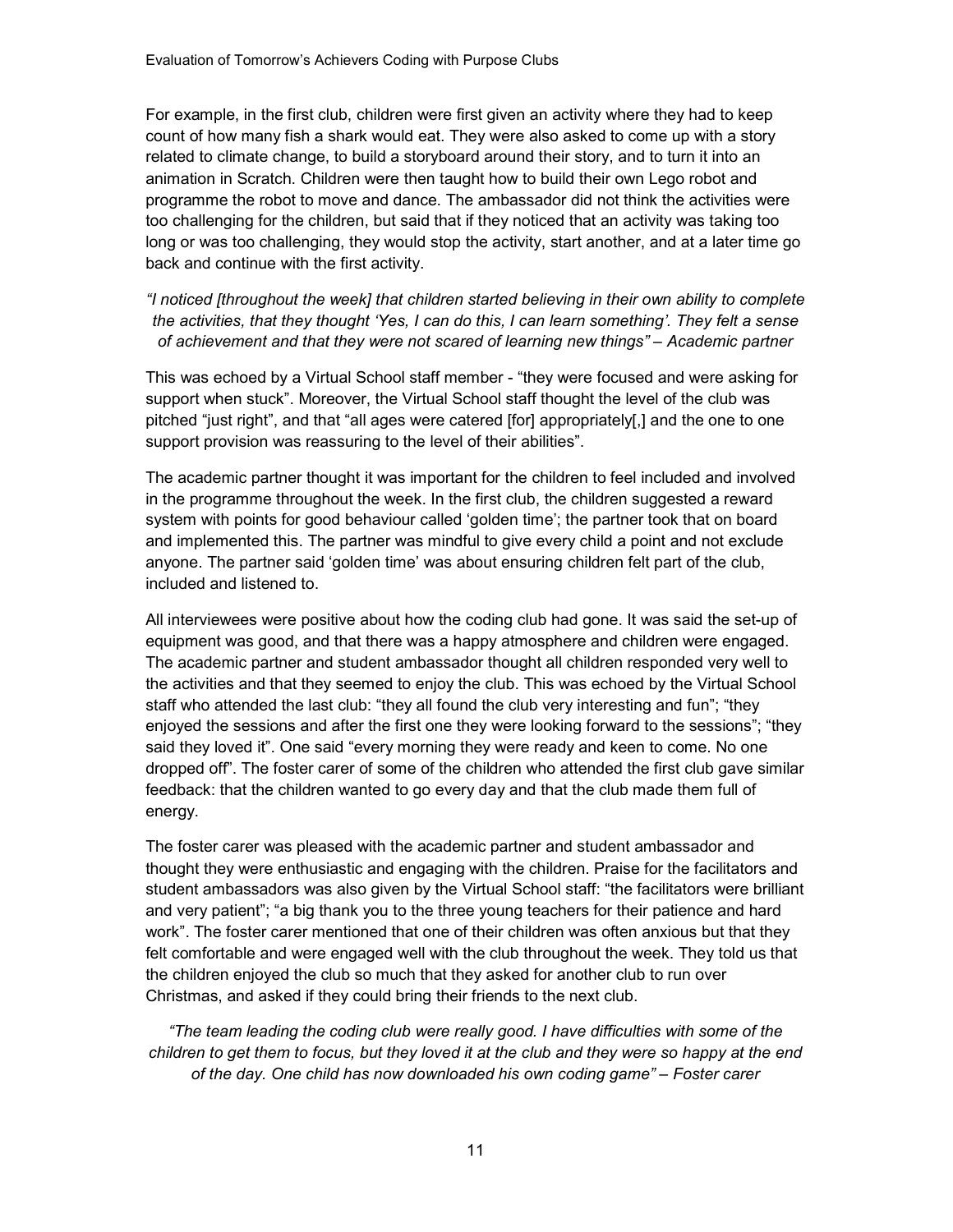For example, in the first club, children were first given an activity where they had to keep count of how many fish a shark would eat. They were also asked to come up with a story related to climate change, to build a storyboard around their story, and to turn it into an animation in Scratch. Children were then taught how to build their own Lego robot and programme the robot to move and dance. The ambassador did not think the activities were too challenging for the children, but said that if they noticed that an activity was taking too long or was too challenging, they would stop the activity, start another, and at a later time go back and continue with the first activity.

*"I noticed [throughout the week] that children started believing in their own ability to complete the activities, that they thought 'Yes, I can do this, I can learn something'. They felt a sense of achievement and that they were not scared of learning new things" – Academic partner*

This was echoed by a Virtual School staff member - "they were focused and were asking for support when stuck". Moreover, the Virtual School staff thought the level of the club was pitched "just right", and that "all ages were catered [for] appropriately[,] and the one to one support provision was reassuring to the level of their abilities".

The academic partner thought it was important for the children to feel included and involved in the programme throughout the week. In the first club, the children suggested a reward system with points for good behaviour called 'golden time'; the partner took that on board and implemented this. The partner was mindful to give every child a point and not exclude anyone. The partner said 'golden time' was about ensuring children felt part of the club, included and listened to.

All interviewees were positive about how the coding club had gone. It was said the set-up of equipment was good, and that there was a happy atmosphere and children were engaged. The academic partner and student ambassador thought all children responded very well to the activities and that they seemed to enjoy the club. This was echoed by the Virtual School staff who attended the last club: "they all found the club very interesting and fun"; "they enjoyed the sessions and after the first one they were looking forward to the sessions"; "they said they loved it". One said "every morning they were ready and keen to come. No one dropped off". The foster carer of some of the children who attended the first club gave similar feedback: that the children wanted to go every day and that the club made them full of energy.

The foster carer was pleased with the academic partner and student ambassador and thought they were enthusiastic and engaging with the children. Praise for the facilitators and student ambassadors was also given by the Virtual School staff: "the facilitators were brilliant and very patient"; "a big thank you to the three young teachers for their patience and hard work". The foster carer mentioned that one of their children was often anxious but that they felt comfortable and were engaged well with the club throughout the week. They told us that the children enjoyed the club so much that they asked for another club to run over Christmas, and asked if they could bring their friends to the next club.

*"The team leading the coding club were really good. I have difficulties with some of the children to get them to focus, but they loved it at the club and they were so happy at the end of the day. One child has now downloaded his own coding game" – Foster carer*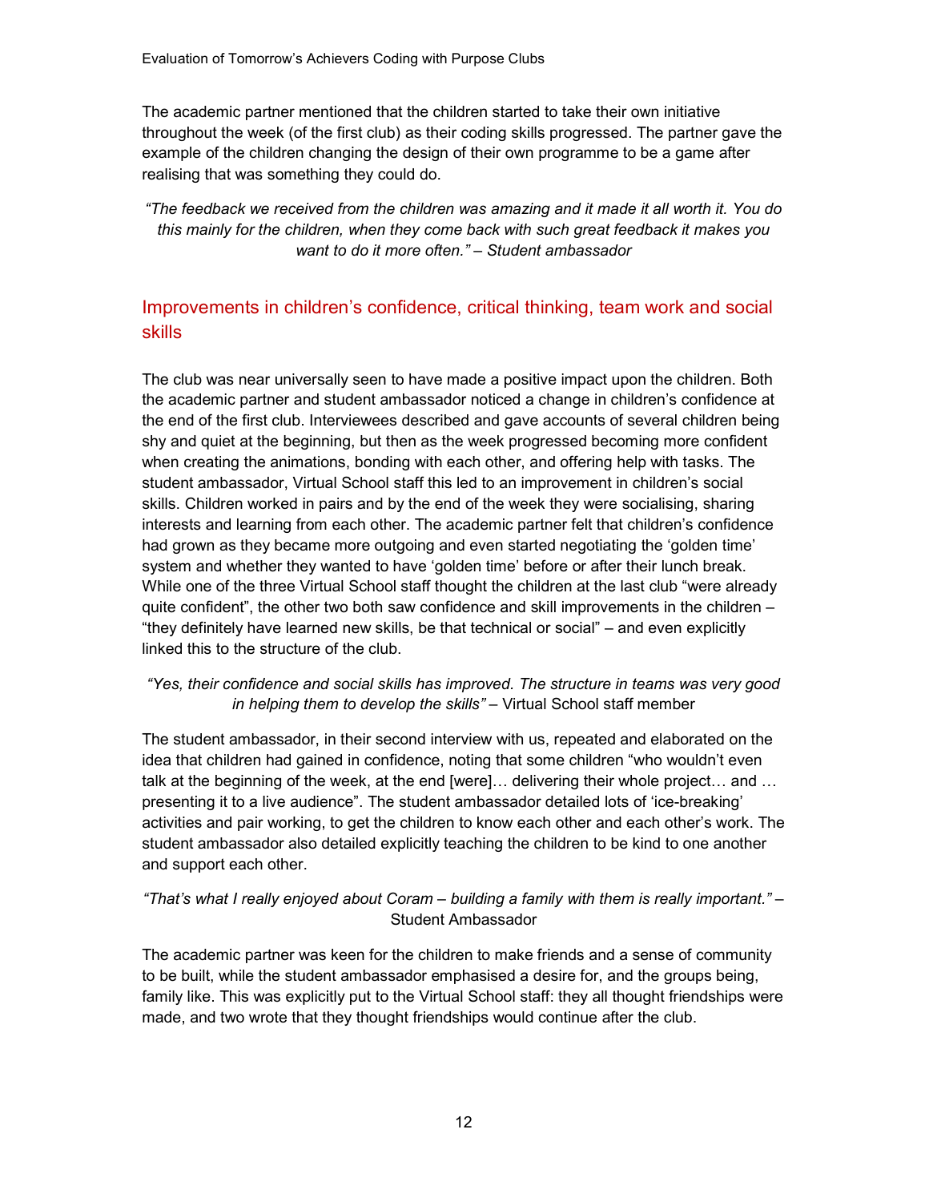The academic partner mentioned that the children started to take their own initiative throughout the week (of the first club) as their coding skills progressed. The partner gave the example of the children changing the design of their own programme to be a game after realising that was something they could do.

*"The feedback we received from the children was amazing and it made it all worth it. You do this mainly for the children, when they come back with such great feedback it makes you want to do it more often." – Student ambassador*

## Improvements in children's confidence, critical thinking, team work and social skills

The club was near universally seen to have made a positive impact upon the children. Both the academic partner and student ambassador noticed a change in children's confidence at the end of the first club. Interviewees described and gave accounts of several children being shy and quiet at the beginning, but then as the week progressed becoming more confident when creating the animations, bonding with each other, and offering help with tasks. The student ambassador, Virtual School staff this led to an improvement in children's social skills. Children worked in pairs and by the end of the week they were socialising, sharing interests and learning from each other. The academic partner felt that children's confidence had grown as they became more outgoing and even started negotiating the 'golden time' system and whether they wanted to have 'golden time' before or after their lunch break. While one of the three Virtual School staff thought the children at the last club "were already quite confident", the other two both saw confidence and skill improvements in the children – "they definitely have learned new skills, be that technical or social" – and even explicitly linked this to the structure of the club.

*"Yes, their confidence and social skills has improved. The structure in teams was very good in helping them to develop the skills"* – Virtual School staff member

The student ambassador, in their second interview with us, repeated and elaborated on the idea that children had gained in confidence, noting that some children "who wouldn't even talk at the beginning of the week, at the end [were]… delivering their whole project… and … presenting it to a live audience". The student ambassador detailed lots of 'ice-breaking' activities and pair working, to get the children to know each other and each other's work. The student ambassador also detailed explicitly teaching the children to be kind to one another and support each other.

*"That's what I really enjoyed about Coram – building a family with them is really important."* – Student Ambassador

The academic partner was keen for the children to make friends and a sense of community to be built, while the student ambassador emphasised a desire for, and the groups being, family like. This was explicitly put to the Virtual School staff: they all thought friendships were made, and two wrote that they thought friendships would continue after the club.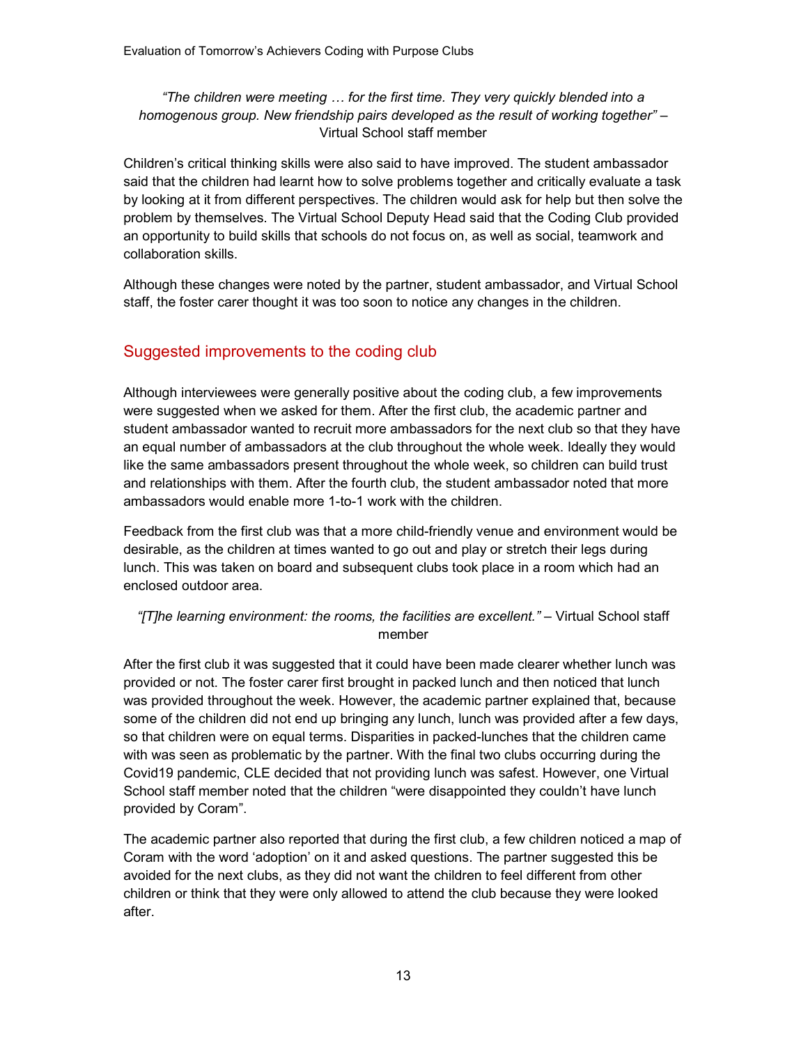*"The children were meeting … for the first time. They very quickly blended into a homogenous group. New friendship pairs developed as the result of working together"* – Virtual School staff member

Children's critical thinking skills were also said to have improved. The student ambassador said that the children had learnt how to solve problems together and critically evaluate a task by looking at it from different perspectives. The children would ask for help but then solve the problem by themselves. The Virtual School Deputy Head said that the Coding Club provided an opportunity to build skills that schools do not focus on, as well as social, teamwork and collaboration skills.

Although these changes were noted by the partner, student ambassador, and Virtual School staff, the foster carer thought it was too soon to notice any changes in the children.

## Suggested improvements to the coding club

Although interviewees were generally positive about the coding club, a few improvements were suggested when we asked for them. After the first club, the academic partner and student ambassador wanted to recruit more ambassadors for the next club so that they have an equal number of ambassadors at the club throughout the whole week. Ideally they would like the same ambassadors present throughout the whole week, so children can build trust and relationships with them. After the fourth club, the student ambassador noted that more ambassadors would enable more 1-to-1 work with the children.

Feedback from the first club was that a more child-friendly venue and environment would be desirable, as the children at times wanted to go out and play or stretch their legs during lunch. This was taken on board and subsequent clubs took place in a room which had an enclosed outdoor area.

*"[T]he learning environment: the rooms, the facilities are excellent."* – Virtual School staff member

After the first club it was suggested that it could have been made clearer whether lunch was provided or not. The foster carer first brought in packed lunch and then noticed that lunch was provided throughout the week. However, the academic partner explained that, because some of the children did not end up bringing any lunch, lunch was provided after a few days, so that children were on equal terms. Disparities in packed-lunches that the children came with was seen as problematic by the partner. With the final two clubs occurring during the Covid19 pandemic, CLE decided that not providing lunch was safest. However, one Virtual School staff member noted that the children "were disappointed they couldn't have lunch provided by Coram".

The academic partner also reported that during the first club, a few children noticed a map of Coram with the word 'adoption' on it and asked questions. The partner suggested this be avoided for the next clubs, as they did not want the children to feel different from other children or think that they were only allowed to attend the club because they were looked after.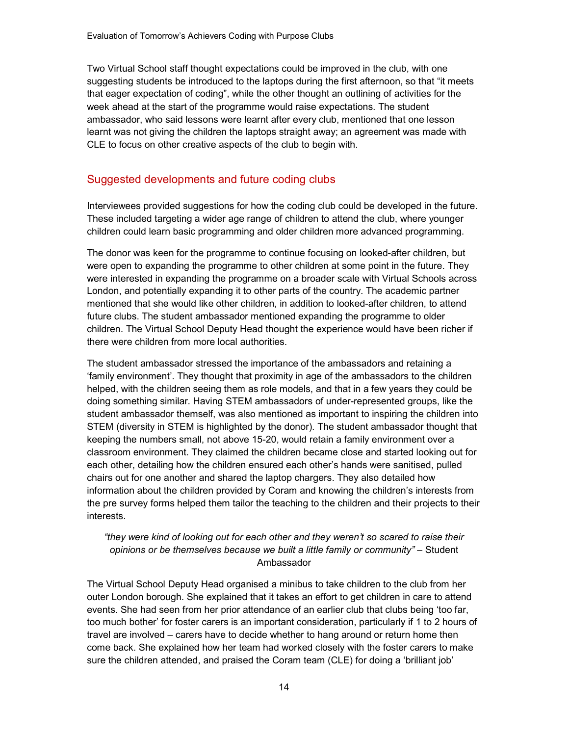Two Virtual School staff thought expectations could be improved in the club, with one suggesting students be introduced to the laptops during the first afternoon, so that "it meets that eager expectation of coding", while the other thought an outlining of activities for the week ahead at the start of the programme would raise expectations. The student ambassador, who said lessons were learnt after every club, mentioned that one lesson learnt was not giving the children the laptops straight away; an agreement was made with CLE to focus on other creative aspects of the club to begin with.

## Suggested developments and future coding clubs

Interviewees provided suggestions for how the coding club could be developed in the future. These included targeting a wider age range of children to attend the club, where younger children could learn basic programming and older children more advanced programming.

The donor was keen for the programme to continue focusing on looked-after children, but were open to expanding the programme to other children at some point in the future. They were interested in expanding the programme on a broader scale with Virtual Schools across London, and potentially expanding it to other parts of the country. The academic partner mentioned that she would like other children, in addition to looked-after children, to attend future clubs. The student ambassador mentioned expanding the programme to older children. The Virtual School Deputy Head thought the experience would have been richer if there were children from more local authorities.

The student ambassador stressed the importance of the ambassadors and retaining a 'family environment'. They thought that proximity in age of the ambassadors to the children helped, with the children seeing them as role models, and that in a few years they could be doing something similar. Having STEM ambassadors of under-represented groups, like the student ambassador themself, was also mentioned as important to inspiring the children into STEM (diversity in STEM is highlighted by the donor). The student ambassador thought that keeping the numbers small, not above 15-20, would retain a family environment over a classroom environment. They claimed the children became close and started looking out for each other, detailing how the children ensured each other's hands were sanitised, pulled chairs out for one another and shared the laptop chargers. They also detailed how information about the children provided by Coram and knowing the children's interests from the pre survey forms helped them tailor the teaching to the children and their projects to their interests.

> *"they were kind of looking out for each other and they weren't so scared to raise their opinions or be themselves because we built a little family or community"* – Student Ambassador

The Virtual School Deputy Head organised a minibus to take children to the club from her outer London borough. She explained that it takes an effort to get children in care to attend events. She had seen from her prior attendance of an earlier club that clubs being 'too far, too much bother' for foster carers is an important consideration, particularly if 1 to 2 hours of travel are involved – carers have to decide whether to hang around or return home then come back. She explained how her team had worked closely with the foster carers to make sure the children attended, and praised the Coram team (CLE) for doing a 'brilliant job'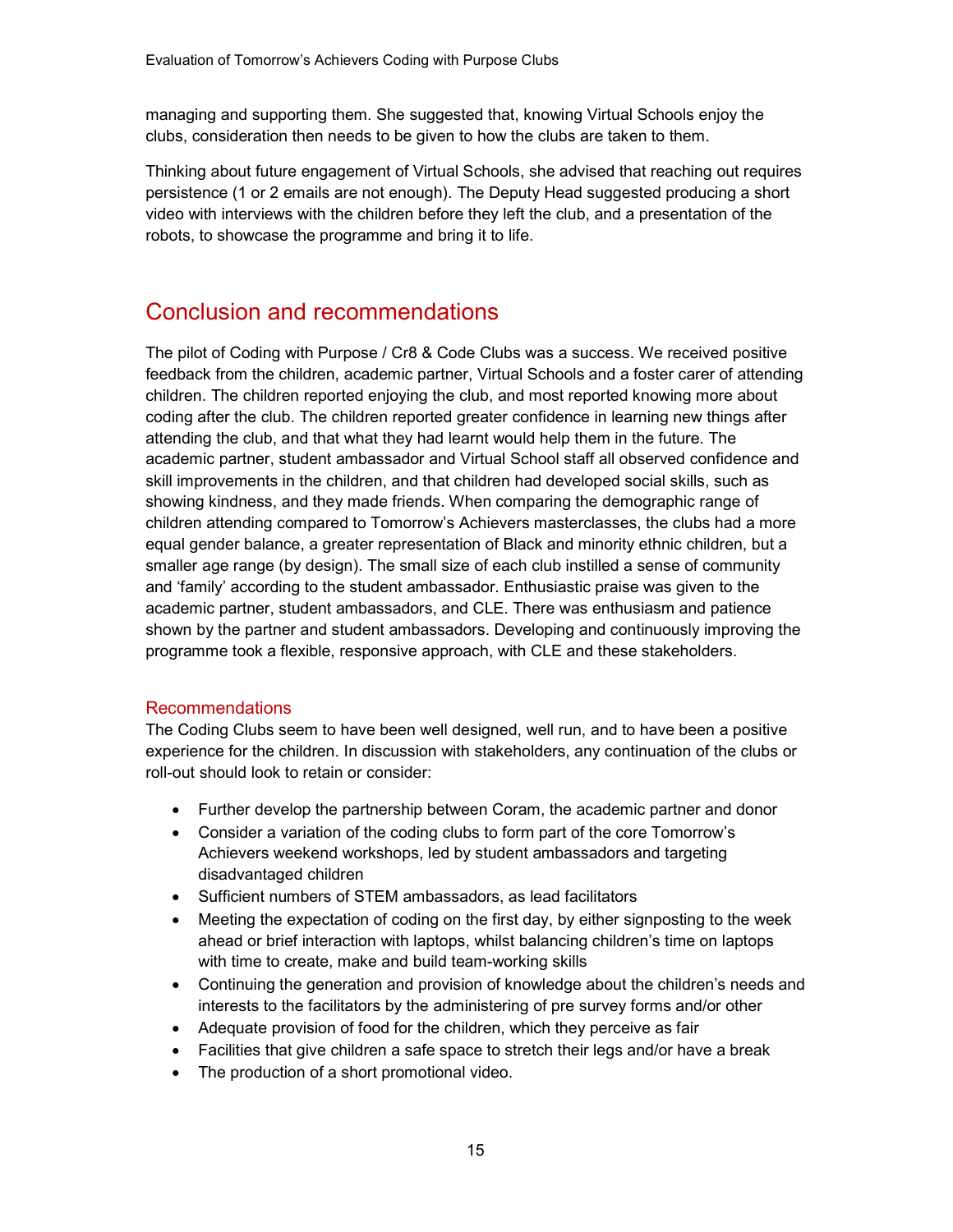managing and supporting them. She suggested that, knowing Virtual Schools enjoy the clubs, consideration then needs to be given to how the clubs are taken to them.

Thinking about future engagement of Virtual Schools, she advised that reaching out requires persistence (1 or 2 emails are not enough). The Deputy Head suggested producing a short video with interviews with the children before they left the club, and a presentation of the robots, to showcase the programme and bring it to life.

## Conclusion and recommendations

The pilot of Coding with Purpose / Cr8 & Code Clubs was a success. We received positive feedback from the children, academic partner, Virtual Schools and a foster carer of attending children. The children reported enjoying the club, and most reported knowing more about coding after the club. The children reported greater confidence in learning new things after attending the club, and that what they had learnt would help them in the future. The academic partner, student ambassador and Virtual School staff all observed confidence and skill improvements in the children, and that children had developed social skills, such as showing kindness, and they made friends. When comparing the demographic range of children attending compared to Tomorrow's Achievers masterclasses, the clubs had a more equal gender balance, a greater representation of Black and minority ethnic children, but a smaller age range (by design). The small size of each club instilled a sense of community and 'family' according to the student ambassador. Enthusiastic praise was given to the academic partner, student ambassadors, and CLE. There was enthusiasm and patience shown by the partner and student ambassadors. Developing and continuously improving the programme took a flexible, responsive approach, with CLE and these stakeholders.

### Recommendations

The Coding Clubs seem to have been well designed, well run, and to have been a positive experience for the children. In discussion with stakeholders, any continuation of the clubs or roll-out should look to retain or consider:

- Further develop the partnership between Coram, the academic partner and donor
- Consider a variation of the coding clubs to form part of the core Tomorrow's Achievers weekend workshops, led by student ambassadors and targeting disadvantaged children
- Sufficient numbers of STEM ambassadors, as lead facilitators
- Meeting the expectation of coding on the first day, by either signposting to the week ahead or brief interaction with laptops, whilst balancing children's time on laptops with time to create, make and build team-working skills
- Continuing the generation and provision of knowledge about the children's needs and interests to the facilitators by the administering of pre survey forms and/or other
- Adequate provision of food for the children, which they perceive as fair
- Facilities that give children a safe space to stretch their legs and/or have a break
- The production of a short promotional video.